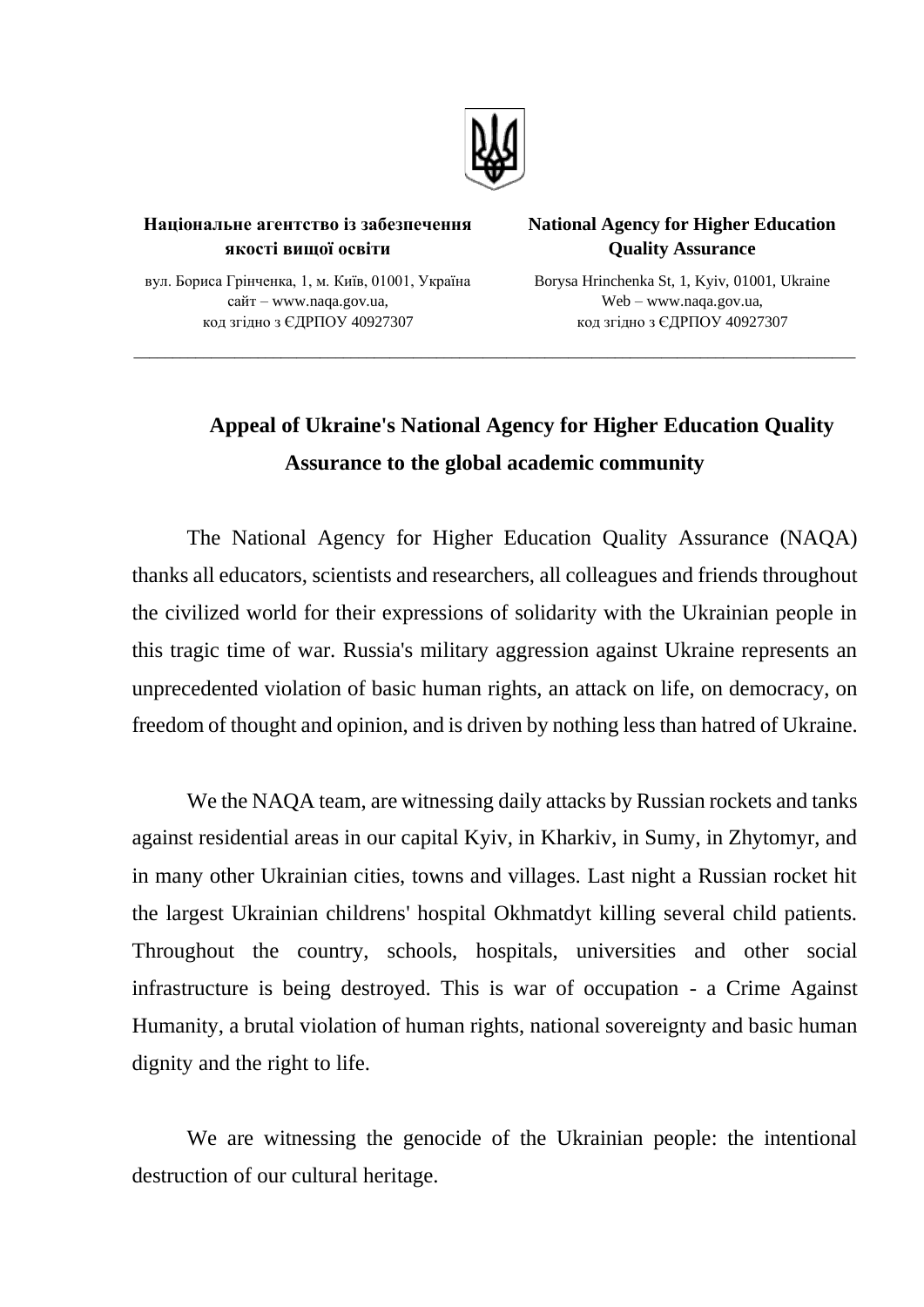**Національне агентство із забезпечення якості вищої освіти**

вул. Бориса Грінченка, 1, м. Київ, 01001, Україна
сайт – www.naqa.gov.ua,
код згідно з ЄДРПОУ 40927307

**National Agency for Higher Education Quality Assurance**

Borysa Hrinchenka St, 1, Kyiv, 01001, Ukraine
Web – www.naqa.gov.ua,
код згідно з ЄДРПОУ 40927307

---

# Appeal of Ukraine's National Agency for Higher Education Quality Assurance to the global academic community

The National Agency for Higher Education Quality Assurance (NAQA) thanks all educators, scientists and researchers, all colleagues and friends throughout the civilized world for their expressions of solidarity with the Ukrainian people in this tragic time of war. Russia's military aggression against Ukraine represents an unprecedented violation of basic human rights, an attack on life, on democracy, on freedom of thought and opinion, and is driven by nothing less than hatred of Ukraine.

We the NAQA team, are witnessing daily attacks by Russian rockets and tanks against residential areas in our capital Kyiv, in Kharkiv, in Sumy, in Zhytomyr, and in many other Ukrainian cities, towns and villages. Last night a Russian rocket hit the largest Ukrainian childrens' hospital Okhmatdyt killing several child patients. Throughout the country, schools, hospitals, universities and other social infrastructure is being destroyed. This is war of occupation - a Crime Against Humanity, a brutal violation of human rights, national sovereignty and basic human dignity and the right to life.

We are witnessing the genocide of the Ukrainian people: the intentional destruction of our cultural heritage.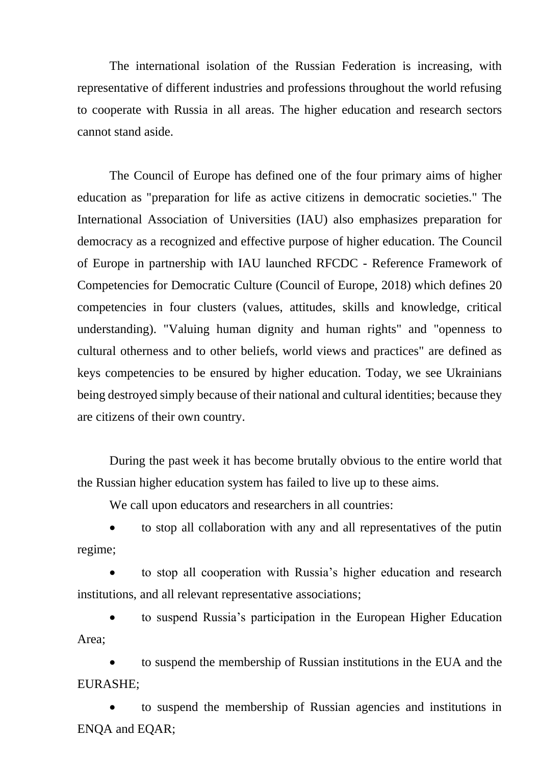The international isolation of the Russian Federation is increasing, with representative of different industries and professions throughout the world refusing to cooperate with Russia in all areas. The higher education and research sectors cannot stand aside.

The Council of Europe has defined one of the four primary aims of higher education as "preparation for life as active citizens in democratic societies." The International Association of Universities (IAU) also emphasizes preparation for democracy as a recognized and effective purpose of higher education. The Council of Europe in partnership with IAU launched RFCDC - Reference Framework of Competencies for Democratic Culture (Council of Europe, 2018) which defines 20 competencies in four clusters (values, attitudes, skills and knowledge, critical understanding). "Valuing human dignity and human rights" and "openness to cultural otherness and to other beliefs, world views and practices" are defined as keys competencies to be ensured by higher education. Today, we see Ukrainians being destroyed simply because of their national and cultural identities; because they are citizens of their own country.

During the past week it has become brutally obvious to the entire world that the Russian higher education system has failed to live up to these aims.

We call upon educators and researchers in all countries:

- to stop all collaboration with any and all representatives of the putin regime;
- to stop all cooperation with Russia's higher education and research institutions, and all relevant representative associations;
- to suspend Russia's participation in the European Higher Education Area;
- to suspend the membership of Russian institutions in the EUA and the EURASHE;
- to suspend the membership of Russian agencies and institutions in ENQA and EQAR;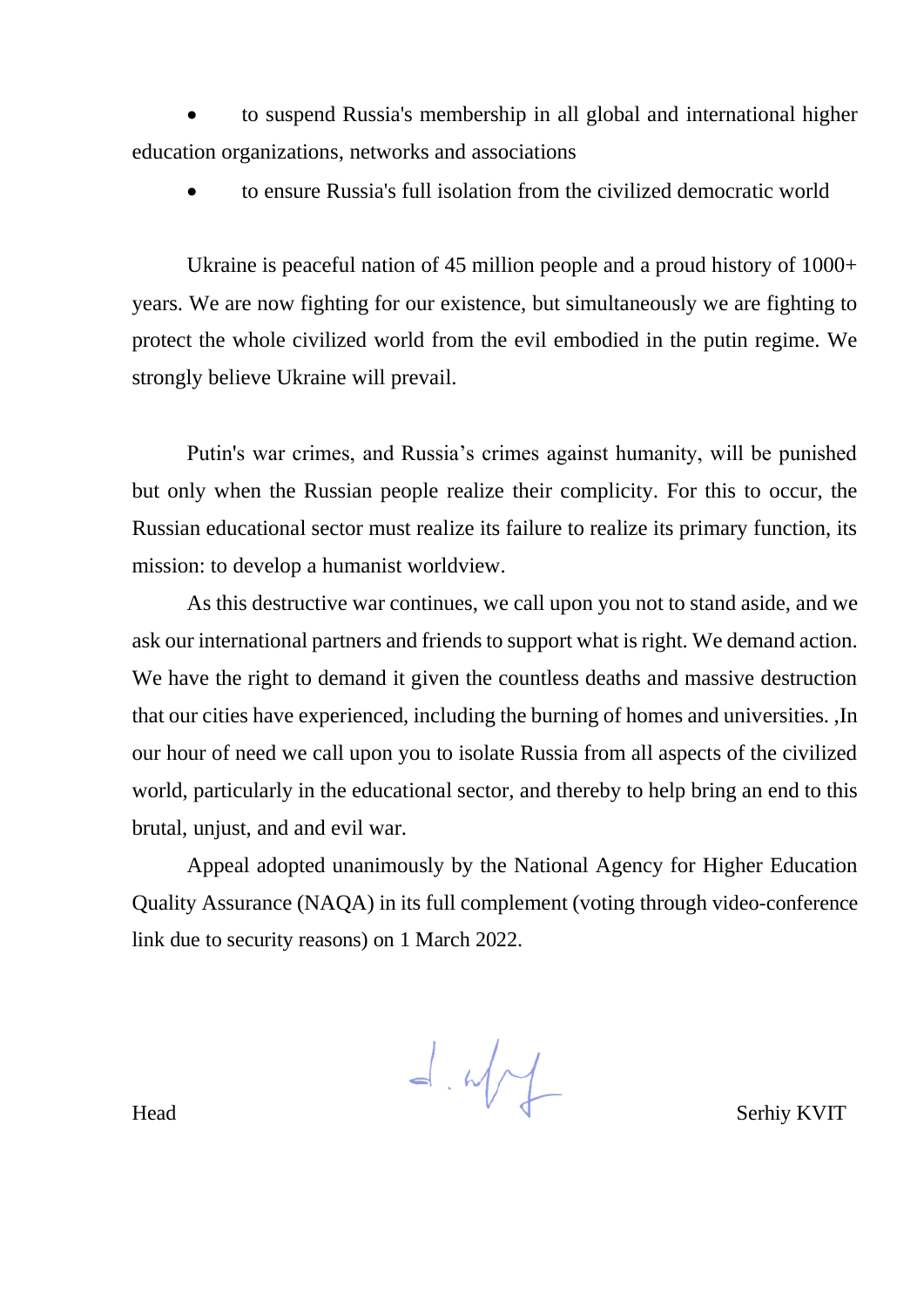- to suspend Russia's membership in all global and international higher education organizations, networks and associations
- to ensure Russia's full isolation from the civilized democratic world

Ukraine is peaceful nation of 45 million people and a proud history of 1000+ years. We are now fighting for our existence, but simultaneously we are fighting to protect the whole civilized world from the evil embodied in the putin regime. We strongly believe Ukraine will prevail.

Putin's war crimes, and Russia's crimes against humanity, will be punished but only when the Russian people realize their complicity. For this to occur, the Russian educational sector must realize its failure to realize its primary function, its mission: to develop a humanist worldview.

As this destructive war continues, we call upon you not to stand aside, and we ask our international partners and friends to support what is right. We demand action. We have the right to demand it given the countless deaths and massive destruction that our cities have experienced, including the burning of homes and universities. ,In our hour of need we call upon you to isolate Russia from all aspects of the civilized world, particularly in the educational sector, and thereby to help bring an end to this brutal, unjust, and and evil war.

Appeal adopted unanimously by the National Agency for Higher Education Quality Assurance (NAQA) in its full complement (voting through video-conference link due to security reasons) on 1 March 2022.

Head Serhiy KVIT